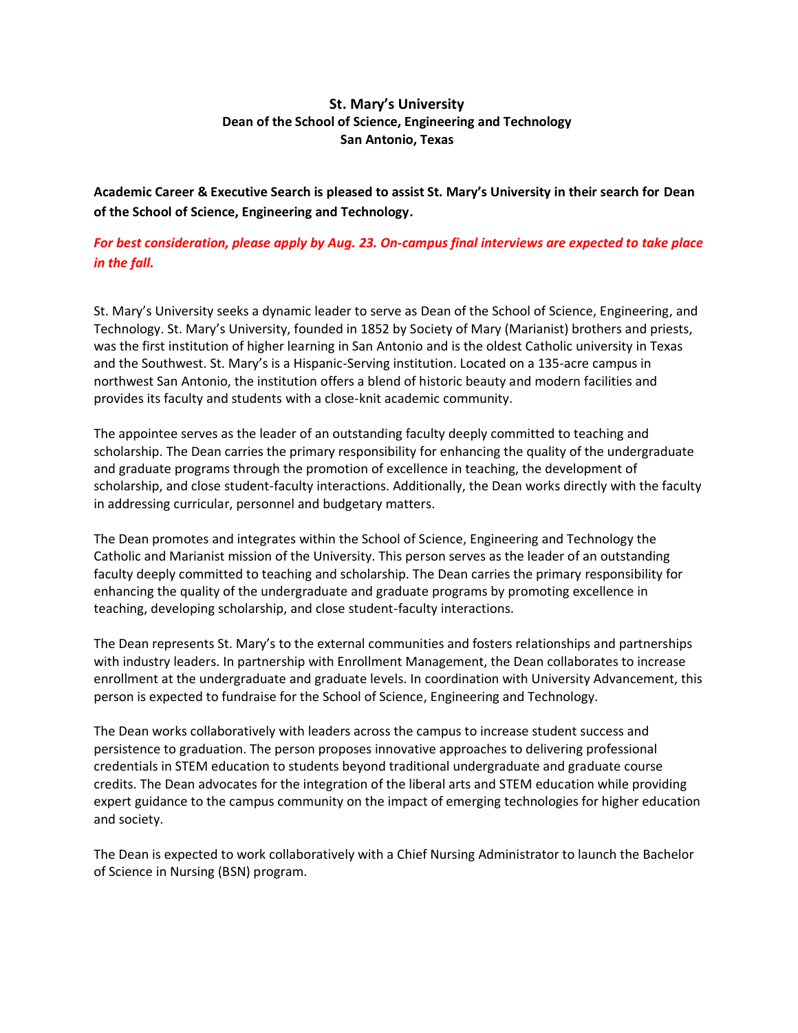**St. Mary's University**
**Dean of the School of Science, Engineering and Technology**
**San Antonio, Texas**

**Academic Career & Executive Search is pleased to assist St. Mary's University in their search for Dean of the School of Science, Engineering and Technology.**

***For best consideration, please apply by Aug. 23. On-campus final interviews are expected to take place in the fall.***

St. Mary's University seeks a dynamic leader to serve as Dean of the School of Science, Engineering, and Technology. St. Mary's University, founded in 1852 by Society of Mary (Marianist) brothers and priests, was the first institution of higher learning in San Antonio and is the oldest Catholic university in Texas and the Southwest. St. Mary's is a Hispanic-Serving institution. Located on a 135-acre campus in northwest San Antonio, the institution offers a blend of historic beauty and modern facilities and provides its faculty and students with a close-knit academic community.

The appointee serves as the leader of an outstanding faculty deeply committed to teaching and scholarship. The Dean carries the primary responsibility for enhancing the quality of the undergraduate and graduate programs through the promotion of excellence in teaching, the development of scholarship, and close student-faculty interactions. Additionally, the Dean works directly with the faculty in addressing curricular, personnel and budgetary matters.

The Dean promotes and integrates within the School of Science, Engineering and Technology the Catholic and Marianist mission of the University. This person serves as the leader of an outstanding faculty deeply committed to teaching and scholarship. The Dean carries the primary responsibility for enhancing the quality of the undergraduate and graduate programs by promoting excellence in teaching, developing scholarship, and close student-faculty interactions.

The Dean represents St. Mary's to the external communities and fosters relationships and partnerships with industry leaders. In partnership with Enrollment Management, the Dean collaborates to increase enrollment at the undergraduate and graduate levels. In coordination with University Advancement, this person is expected to fundraise for the School of Science, Engineering and Technology.

The Dean works collaboratively with leaders across the campus to increase student success and persistence to graduation. The person proposes innovative approaches to delivering professional credentials in STEM education to students beyond traditional undergraduate and graduate course credits. The Dean advocates for the integration of the liberal arts and STEM education while providing expert guidance to the campus community on the impact of emerging technologies for higher education and society.

The Dean is expected to work collaboratively with a Chief Nursing Administrator to launch the Bachelor of Science in Nursing (BSN) program.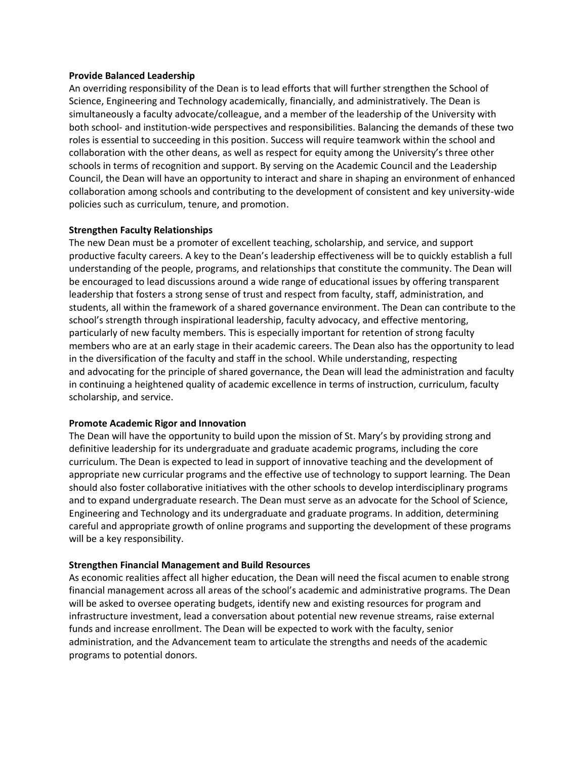**Provide Balanced Leadership**

An overriding responsibility of the Dean is to lead efforts that will further strengthen the School of Science, Engineering and Technology academically, financially, and administratively. The Dean is simultaneously a faculty advocate/colleague, and a member of the leadership of the University with both school- and institution-wide perspectives and responsibilities. Balancing the demands of these two roles is essential to succeeding in this position. Success will require teamwork within the school and collaboration with the other deans, as well as respect for equity among the University's three other schools in terms of recognition and support. By serving on the Academic Council and the Leadership Council, the Dean will have an opportunity to interact and share in shaping an environment of enhanced collaboration among schools and contributing to the development of consistent and key university-wide policies such as curriculum, tenure, and promotion.

**Strengthen Faculty Relationships**

The new Dean must be a promoter of excellent teaching, scholarship, and service, and support productive faculty careers. A key to the Dean's leadership effectiveness will be to quickly establish a full understanding of the people, programs, and relationships that constitute the community. The Dean will be encouraged to lead discussions around a wide range of educational issues by offering transparent leadership that fosters a strong sense of trust and respect from faculty, staff, administration, and students, all within the framework of a shared governance environment. The Dean can contribute to the school's strength through inspirational leadership, faculty advocacy, and effective mentoring, particularly of new faculty members. This is especially important for retention of strong faculty members who are at an early stage in their academic careers. The Dean also has the opportunity to lead in the diversification of the faculty and staff in the school. While understanding, respecting and advocating for the principle of shared governance, the Dean will lead the administration and faculty in continuing a heightened quality of academic excellence in terms of instruction, curriculum, faculty scholarship, and service.

**Promote Academic Rigor and Innovation**

The Dean will have the opportunity to build upon the mission of St. Mary's by providing strong and definitive leadership for its undergraduate and graduate academic programs, including the core curriculum. The Dean is expected to lead in support of innovative teaching and the development of appropriate new curricular programs and the effective use of technology to support learning. The Dean should also foster collaborative initiatives with the other schools to develop interdisciplinary programs and to expand undergraduate research. The Dean must serve as an advocate for the School of Science, Engineering and Technology and its undergraduate and graduate programs. In addition, determining careful and appropriate growth of online programs and supporting the development of these programs will be a key responsibility.

**Strengthen Financial Management and Build Resources**

As economic realities affect all higher education, the Dean will need the fiscal acumen to enable strong financial management across all areas of the school's academic and administrative programs. The Dean will be asked to oversee operating budgets, identify new and existing resources for program and infrastructure investment, lead a conversation about potential new revenue streams, raise external funds and increase enrollment. The Dean will be expected to work with the faculty, senior administration, and the Advancement team to articulate the strengths and needs of the academic programs to potential donors.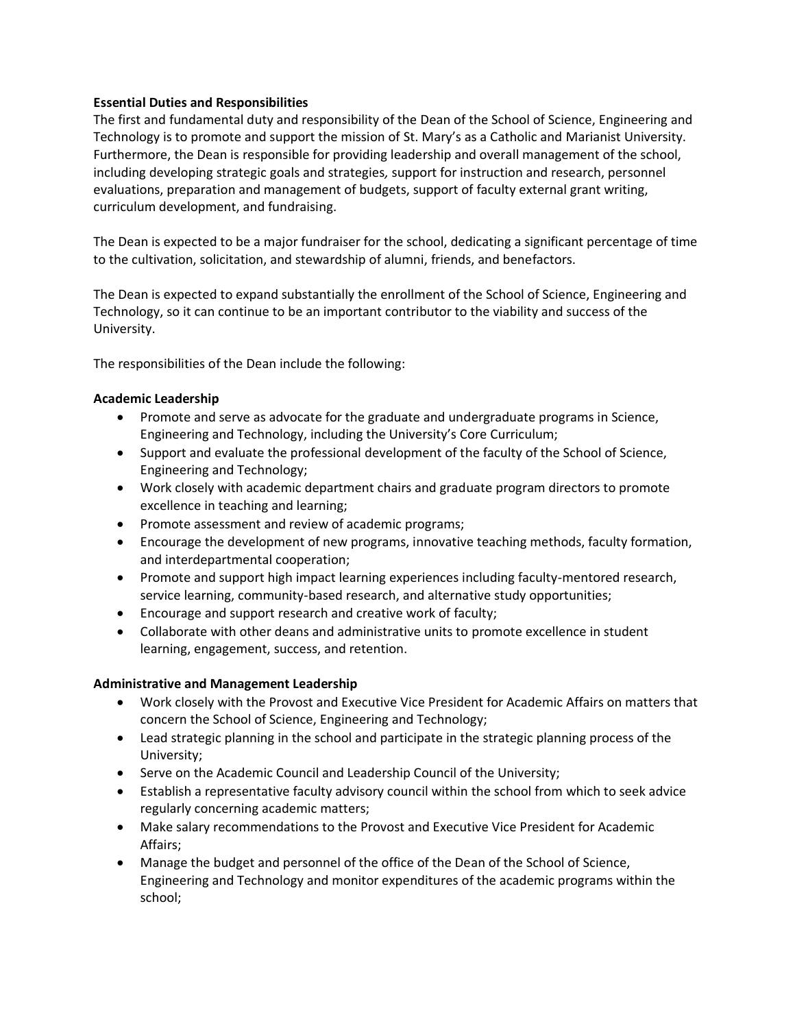**Essential Duties and Responsibilities**

The first and fundamental duty and responsibility of the Dean of the School of Science, Engineering and Technology is to promote and support the mission of St. Mary's as a Catholic and Marianist University. Furthermore, the Dean is responsible for providing leadership and overall management of the school, including developing strategic goals and strategies, support for instruction and research, personnel evaluations, preparation and management of budgets, support of faculty external grant writing, curriculum development, and fundraising.

The Dean is expected to be a major fundraiser for the school, dedicating a significant percentage of time to the cultivation, solicitation, and stewardship of alumni, friends, and benefactors.

The Dean is expected to expand substantially the enrollment of the School of Science, Engineering and Technology, so it can continue to be an important contributor to the viability and success of the University.

The responsibilities of the Dean include the following:

**Academic Leadership**

- Promote and serve as advocate for the graduate and undergraduate programs in Science, Engineering and Technology, including the University's Core Curriculum;
- Support and evaluate the professional development of the faculty of the School of Science, Engineering and Technology;
- Work closely with academic department chairs and graduate program directors to promote excellence in teaching and learning;
- Promote assessment and review of academic programs;
- Encourage the development of new programs, innovative teaching methods, faculty formation, and interdepartmental cooperation;
- Promote and support high impact learning experiences including faculty-mentored research, service learning, community-based research, and alternative study opportunities;
- Encourage and support research and creative work of faculty;
- Collaborate with other deans and administrative units to promote excellence in student learning, engagement, success, and retention.

**Administrative and Management Leadership**

- Work closely with the Provost and Executive Vice President for Academic Affairs on matters that concern the School of Science, Engineering and Technology;
- Lead strategic planning in the school and participate in the strategic planning process of the University;
- Serve on the Academic Council and Leadership Council of the University;
- Establish a representative faculty advisory council within the school from which to seek advice regularly concerning academic matters;
- Make salary recommendations to the Provost and Executive Vice President for Academic Affairs;
- Manage the budget and personnel of the office of the Dean of the School of Science, Engineering and Technology and monitor expenditures of the academic programs within the school;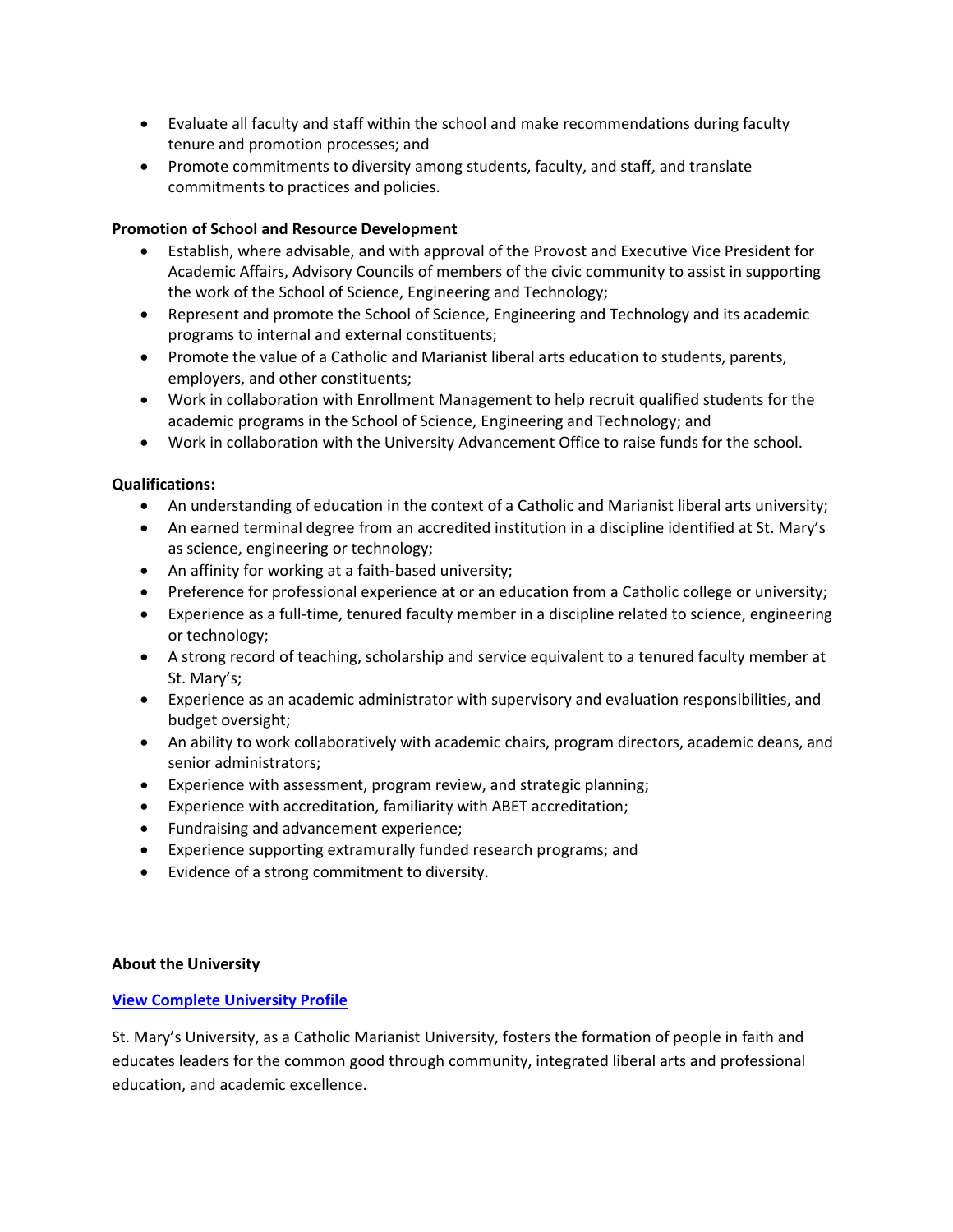- Evaluate all faculty and staff within the school and make recommendations during faculty tenure and promotion processes; and
- Promote commitments to diversity among students, faculty, and staff, and translate commitments to practices and policies.

**Promotion of School and Resource Development**

- Establish, where advisable, and with approval of the Provost and Executive Vice President for Academic Affairs, Advisory Councils of members of the civic community to assist in supporting the work of the School of Science, Engineering and Technology;
- Represent and promote the School of Science, Engineering and Technology and its academic programs to internal and external constituents;
- Promote the value of a Catholic and Marianist liberal arts education to students, parents, employers, and other constituents;
- Work in collaboration with Enrollment Management to help recruit qualified students for the academic programs in the School of Science, Engineering and Technology; and
- Work in collaboration with the University Advancement Office to raise funds for the school.

**Qualifications:**

- An understanding of education in the context of a Catholic and Marianist liberal arts university;
- An earned terminal degree from an accredited institution in a discipline identified at St. Mary's as science, engineering or technology;
- An affinity for working at a faith-based university;
- Preference for professional experience at or an education from a Catholic college or university;
- Experience as a full-time, tenured faculty member in a discipline related to science, engineering or technology;
- A strong record of teaching, scholarship and service equivalent to a tenured faculty member at St. Mary's;
- Experience as an academic administrator with supervisory and evaluation responsibilities, and budget oversight;
- An ability to work collaboratively with academic chairs, program directors, academic deans, and senior administrators;
- Experience with assessment, program review, and strategic planning;
- Experience with accreditation, familiarity with ABET accreditation;
- Fundraising and advancement experience;
- Experience supporting extramurally funded research programs; and
- Evidence of a strong commitment to diversity.

**About the University**

**View Complete University Profile**

St. Mary's University, as a Catholic Marianist University, fosters the formation of people in faith and educates leaders for the common good through community, integrated liberal arts and professional education, and academic excellence.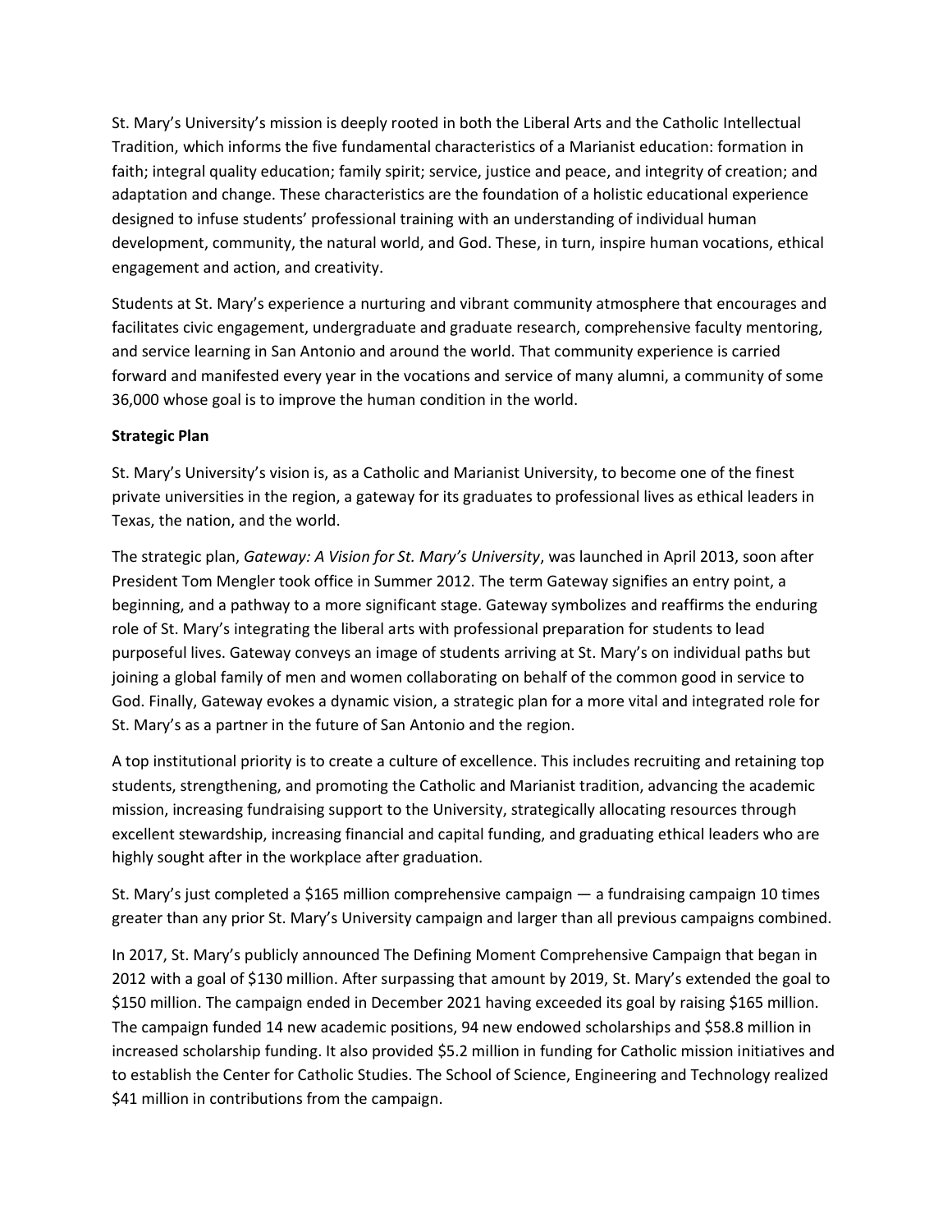St. Mary's University's mission is deeply rooted in both the Liberal Arts and the Catholic Intellectual Tradition, which informs the five fundamental characteristics of a Marianist education: formation in faith; integral quality education; family spirit; service, justice and peace, and integrity of creation; and adaptation and change. These characteristics are the foundation of a holistic educational experience designed to infuse students' professional training with an understanding of individual human development, community, the natural world, and God. These, in turn, inspire human vocations, ethical engagement and action, and creativity.

Students at St. Mary's experience a nurturing and vibrant community atmosphere that encourages and facilitates civic engagement, undergraduate and graduate research, comprehensive faculty mentoring, and service learning in San Antonio and around the world. That community experience is carried forward and manifested every year in the vocations and service of many alumni, a community of some 36,000 whose goal is to improve the human condition in the world.

**Strategic Plan**

St. Mary's University's vision is, as a Catholic and Marianist University, to become one of the finest private universities in the region, a gateway for its graduates to professional lives as ethical leaders in Texas, the nation, and the world.

The strategic plan, *Gateway: A Vision for St. Mary's University*, was launched in April 2013, soon after President Tom Mengler took office in Summer 2012. The term Gateway signifies an entry point, a beginning, and a pathway to a more significant stage. Gateway symbolizes and reaffirms the enduring role of St. Mary's integrating the liberal arts with professional preparation for students to lead purposeful lives. Gateway conveys an image of students arriving at St. Mary's on individual paths but joining a global family of men and women collaborating on behalf of the common good in service to God. Finally, Gateway evokes a dynamic vision, a strategic plan for a more vital and integrated role for St. Mary's as a partner in the future of San Antonio and the region.

A top institutional priority is to create a culture of excellence. This includes recruiting and retaining top students, strengthening, and promoting the Catholic and Marianist tradition, advancing the academic mission, increasing fundraising support to the University, strategically allocating resources through excellent stewardship, increasing financial and capital funding, and graduating ethical leaders who are highly sought after in the workplace after graduation.

St. Mary's just completed a $165 million comprehensive campaign — a fundraising campaign 10 times greater than any prior St. Mary's University campaign and larger than all previous campaigns combined.

In 2017, St. Mary's publicly announced The Defining Moment Comprehensive Campaign that began in 2012 with a goal of $130 million. After surpassing that amount by 2019, St. Mary's extended the goal to $150 million. The campaign ended in December 2021 having exceeded its goal by raising $165 million. The campaign funded 14 new academic positions, 94 new endowed scholarships and $58.8 million in increased scholarship funding. It also provided $5.2 million in funding for Catholic mission initiatives and to establish the Center for Catholic Studies. The School of Science, Engineering and Technology realized $41 million in contributions from the campaign.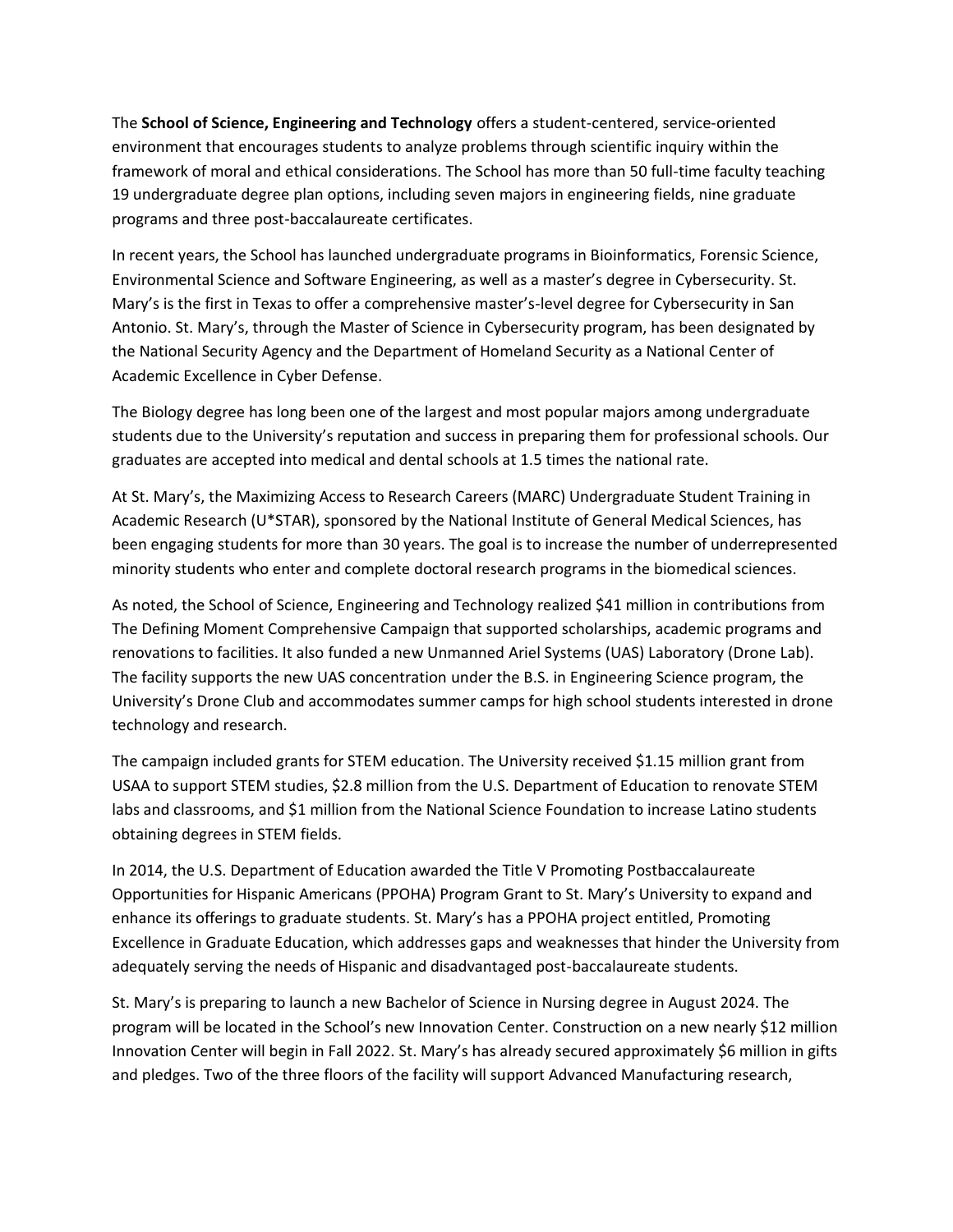The **School of Science, Engineering and Technology** offers a student-centered, service-oriented environment that encourages students to analyze problems through scientific inquiry within the framework of moral and ethical considerations. The School has more than 50 full-time faculty teaching 19 undergraduate degree plan options, including seven majors in engineering fields, nine graduate programs and three post-baccalaureate certificates.

In recent years, the School has launched undergraduate programs in Bioinformatics, Forensic Science, Environmental Science and Software Engineering, as well as a master's degree in Cybersecurity. St. Mary's is the first in Texas to offer a comprehensive master's-level degree for Cybersecurity in San Antonio. St. Mary's, through the Master of Science in Cybersecurity program, has been designated by the National Security Agency and the Department of Homeland Security as a National Center of Academic Excellence in Cyber Defense.

The Biology degree has long been one of the largest and most popular majors among undergraduate students due to the University's reputation and success in preparing them for professional schools. Our graduates are accepted into medical and dental schools at 1.5 times the national rate.

At St. Mary's, the Maximizing Access to Research Careers (MARC) Undergraduate Student Training in Academic Research (U*STAR), sponsored by the National Institute of General Medical Sciences, has been engaging students for more than 30 years. The goal is to increase the number of underrepresented minority students who enter and complete doctoral research programs in the biomedical sciences.

As noted, the School of Science, Engineering and Technology realized $41 million in contributions from The Defining Moment Comprehensive Campaign that supported scholarships, academic programs and renovations to facilities. It also funded a new Unmanned Ariel Systems (UAS) Laboratory (Drone Lab). The facility supports the new UAS concentration under the B.S. in Engineering Science program, the University's Drone Club and accommodates summer camps for high school students interested in drone technology and research.

The campaign included grants for STEM education. The University received $1.15 million grant from USAA to support STEM studies, $2.8 million from the U.S. Department of Education to renovate STEM labs and classrooms, and $1 million from the National Science Foundation to increase Latino students obtaining degrees in STEM fields.

In 2014, the U.S. Department of Education awarded the Title V Promoting Postbaccalaureate Opportunities for Hispanic Americans (PPOHA) Program Grant to St. Mary's University to expand and enhance its offerings to graduate students. St. Mary's has a PPOHA project entitled, Promoting Excellence in Graduate Education, which addresses gaps and weaknesses that hinder the University from adequately serving the needs of Hispanic and disadvantaged post-baccalaureate students.

St. Mary's is preparing to launch a new Bachelor of Science in Nursing degree in August 2024. The program will be located in the School's new Innovation Center. Construction on a new nearly $12 million Innovation Center will begin in Fall 2022. St. Mary's has already secured approximately $6 million in gifts and pledges. Two of the three floors of the facility will support Advanced Manufacturing research,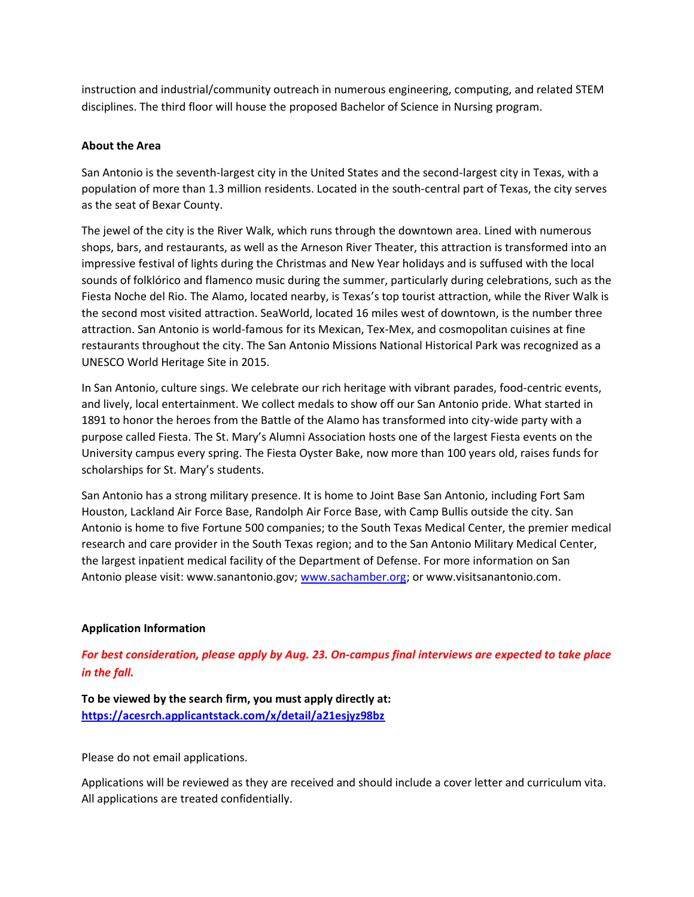instruction and industrial/community outreach in numerous engineering, computing, and related STEM disciplines. The third floor will house the proposed Bachelor of Science in Nursing program.

**About the Area**

San Antonio is the seventh-largest city in the United States and the second-largest city in Texas, with a population of more than 1.3 million residents. Located in the south-central part of Texas, the city serves as the seat of Bexar County.

The jewel of the city is the River Walk, which runs through the downtown area. Lined with numerous shops, bars, and restaurants, as well as the Arneson River Theater, this attraction is transformed into an impressive festival of lights during the Christmas and New Year holidays and is suffused with the local sounds of folklórico and flamenco music during the summer, particularly during celebrations, such as the Fiesta Noche del Rio. The Alamo, located nearby, is Texas's top tourist attraction, while the River Walk is the second most visited attraction. SeaWorld, located 16 miles west of downtown, is the number three attraction. San Antonio is world-famous for its Mexican, Tex-Mex, and cosmopolitan cuisines at fine restaurants throughout the city. The San Antonio Missions National Historical Park was recognized as a UNESCO World Heritage Site in 2015.

In San Antonio, culture sings. We celebrate our rich heritage with vibrant parades, food-centric events, and lively, local entertainment. We collect medals to show off our San Antonio pride. What started in 1891 to honor the heroes from the Battle of the Alamo has transformed into city-wide party with a purpose called Fiesta. The St. Mary's Alumni Association hosts one of the largest Fiesta events on the University campus every spring. The Fiesta Oyster Bake, now more than 100 years old, raises funds for scholarships for St. Mary's students.

San Antonio has a strong military presence. It is home to Joint Base San Antonio, including Fort Sam Houston, Lackland Air Force Base, Randolph Air Force Base, with Camp Bullis outside the city. San Antonio is home to five Fortune 500 companies; to the South Texas Medical Center, the premier medical research and care provider in the South Texas region; and to the San Antonio Military Medical Center, the largest inpatient medical facility of the Department of Defense. For more information on San Antonio please visit: www.sanantonio.gov; [www.sachamber.org](http://www.sachamber.org); or www.visitsanantonio.com.

**Application Information**

***For best consideration, please apply by Aug. 23. On-campus final interviews are expected to take place in the fall.***

**To be viewed by the search firm, you must apply directly at:**
**[https://acesrch.applicantstack.com/x/detail/a21esjyz98bz](https://acesrch.applicantstack.com/x/detail/a21esjyz98bz)**

Please do not email applications.

Applications will be reviewed as they are received and should include a cover letter and curriculum vita. All applications are treated confidentially.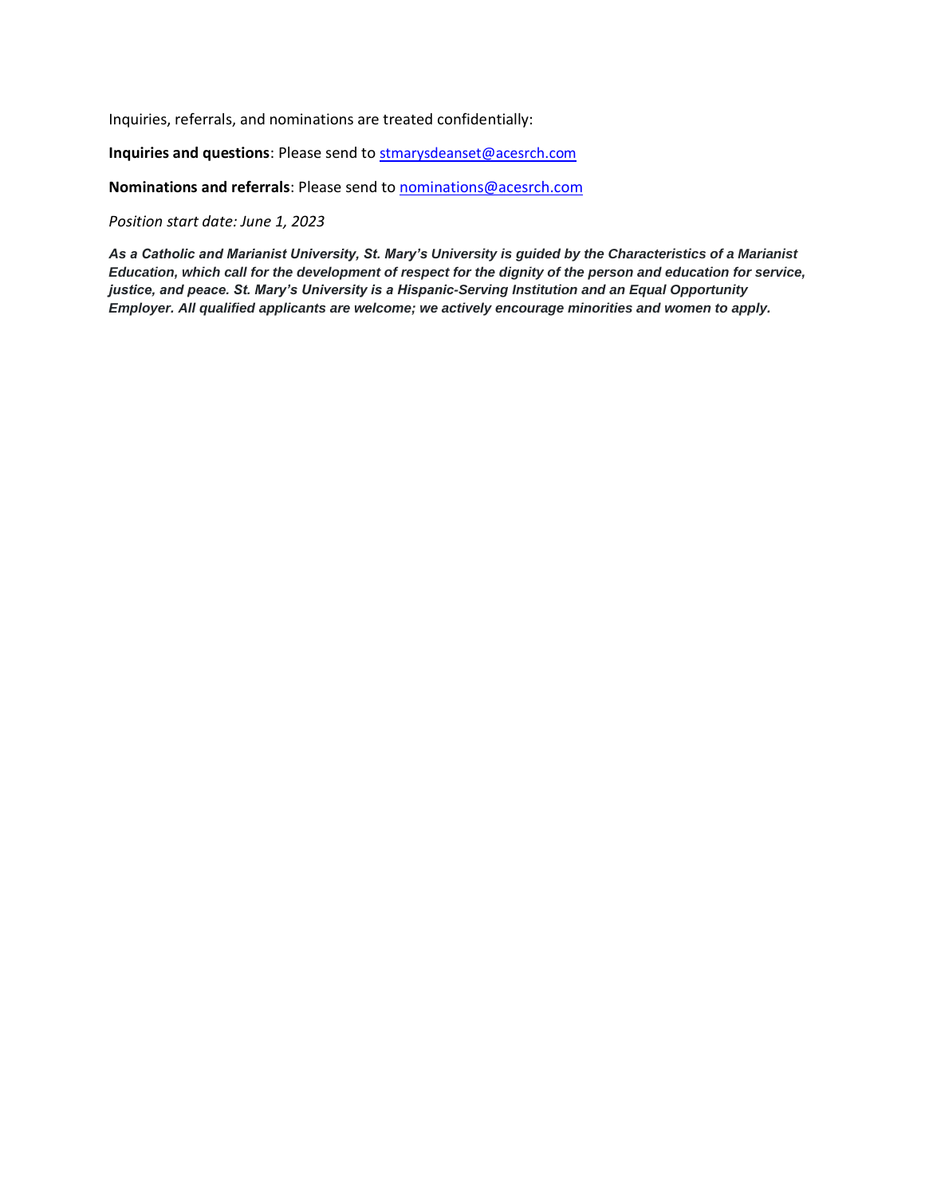Inquiries, referrals, and nominations are treated confidentially:

**Inquiries and questions**: Please send to stmarysdeanset@acesrch.com

**Nominations and referrals**: Please send to nominations@acesrch.com

*Position start date: June 1, 2023*

***As a Catholic and Marianist University, St. Mary's University is guided by the Characteristics of a Marianist Education, which call for the development of respect for the dignity of the person and education for service, justice, and peace. St. Mary's University is a Hispanic-Serving Institution and an Equal Opportunity Employer. All qualified applicants are welcome; we actively encourage minorities and women to apply.***